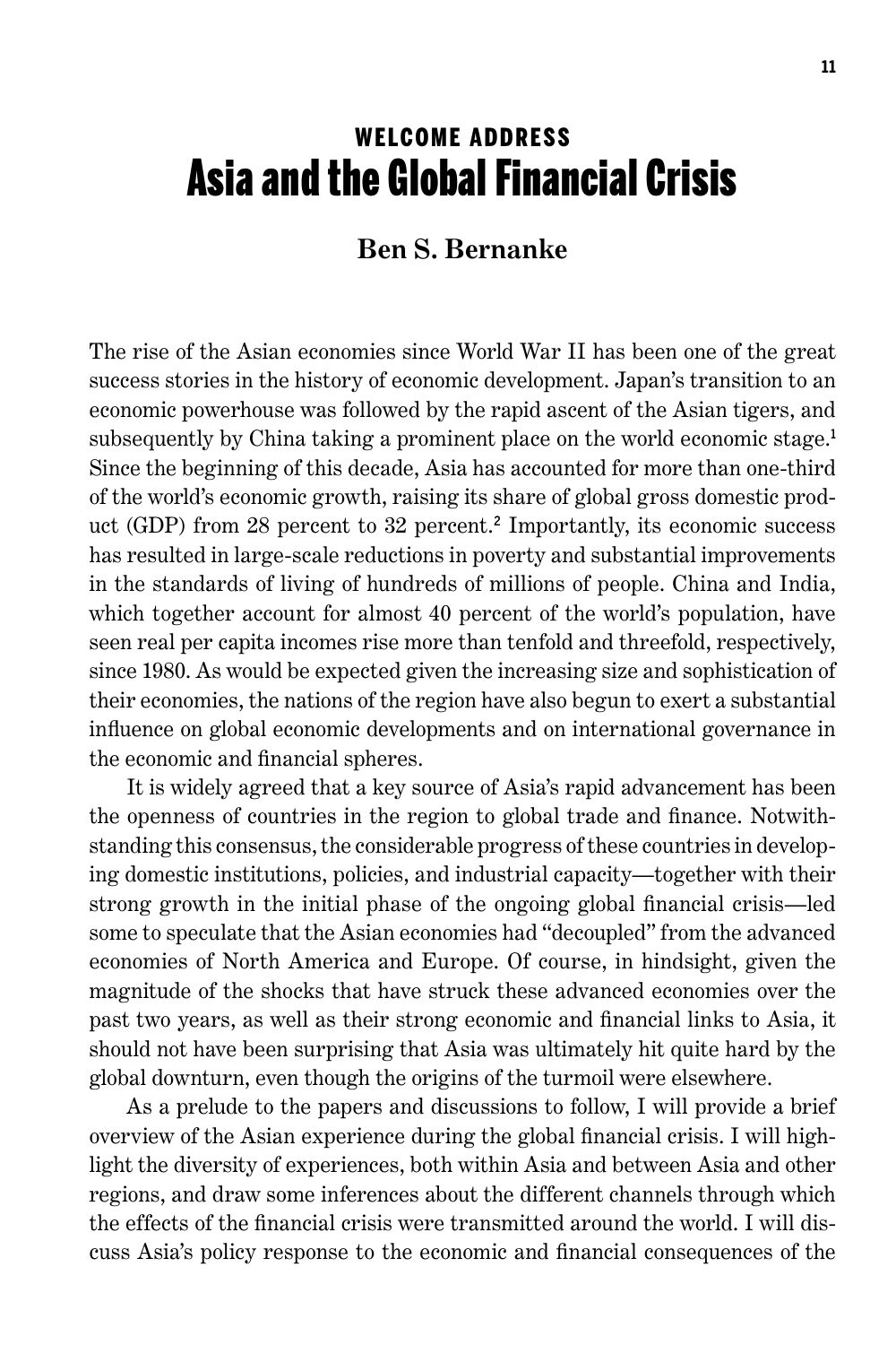**WELCOME ADDRESS**

# Asia and the Global Financial Crisis

**Ben S. Bernanke**

The rise of the Asian economies since World War II has been one of the great success stories in the history of economic development. Japan's transition to an economic powerhouse was followed by the rapid ascent of the Asian tigers, and subsequently by China taking a prominent place on the world economic stage.[1] Since the beginning of this decade, Asia has accounted for more than one-third of the world's economic growth, raising its share of global gross domestic product (GDP) from 28 percent to 32 percent.[2] Importantly, its economic success has resulted in large-scale reductions in poverty and substantial improvements in the standards of living of hundreds of millions of people. China and India, which together account for almost 40 percent of the world's population, have seen real per capita incomes rise more than tenfold and threefold, respectively, since 1980. As would be expected given the increasing size and sophistication of their economies, the nations of the region have also begun to exert a substantial influence on global economic developments and on international governance in the economic and financial spheres.

It is widely agreed that a key source of Asia's rapid advancement has been the openness of countries in the region to global trade and finance. Notwithstanding this consensus, the considerable progress of these countries in developing domestic institutions, policies, and industrial capacity—together with their strong growth in the initial phase of the ongoing global financial crisis—led some to speculate that the Asian economies had "decoupled" from the advanced economies of North America and Europe. Of course, in hindsight, given the magnitude of the shocks that have struck these advanced economies over the past two years, as well as their strong economic and financial links to Asia, it should not have been surprising that Asia was ultimately hit quite hard by the global downturn, even though the origins of the turmoil were elsewhere.

As a prelude to the papers and discussions to follow, I will provide a brief overview of the Asian experience during the global financial crisis. I will highlight the diversity of experiences, both within Asia and between Asia and other regions, and draw some inferences about the different channels through which the effects of the financial crisis were transmitted around the world. I will discuss Asia's policy response to the economic and financial consequences of the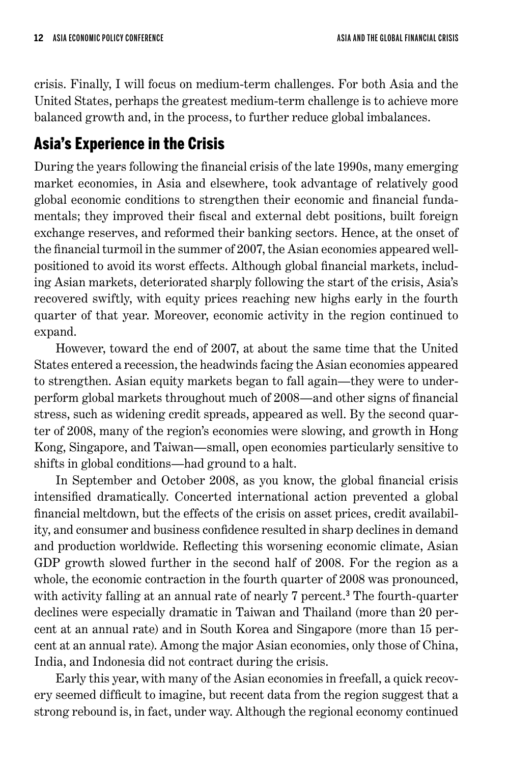crisis. Finally, I will focus on medium-term challenges. For both Asia and the United States, perhaps the greatest medium-term challenge is to achieve more balanced growth and, in the process, to further reduce global imbalances.

## Asia's Experience in the Crisis

During the years following the financial crisis of the late 1990s, many emerging market economies, in Asia and elsewhere, took advantage of relatively good global economic conditions to strengthen their economic and financial fundamentals; they improved their fiscal and external debt positions, built foreign exchange reserves, and reformed their banking sectors. Hence, at the onset of the financial turmoil in the summer of 2007, the Asian economies appeared well-positioned to avoid its worst effects. Although global financial markets, including Asian markets, deteriorated sharply following the start of the crisis, Asia's recovered swiftly, with equity prices reaching new highs early in the fourth quarter of that year. Moreover, economic activity in the region continued to expand.

However, toward the end of 2007, at about the same time that the United States entered a recession, the headwinds facing the Asian economies appeared to strengthen. Asian equity markets began to fall again—they were to underperform global markets throughout much of 2008—and other signs of financial stress, such as widening credit spreads, appeared as well. By the second quarter of 2008, many of the region's economies were slowing, and growth in Hong Kong, Singapore, and Taiwan—small, open economies particularly sensitive to shifts in global conditions—had ground to a halt.

In September and October 2008, as you know, the global financial crisis intensified dramatically. Concerted international action prevented a global financial meltdown, but the effects of the crisis on asset prices, credit availability, and consumer and business confidence resulted in sharp declines in demand and production worldwide. Reflecting this worsening economic climate, Asian GDP growth slowed further in the second half of 2008. For the region as a whole, the economic contraction in the fourth quarter of 2008 was pronounced, with activity falling at an annual rate of nearly 7 percent.[3] The fourth-quarter declines were especially dramatic in Taiwan and Thailand (more than 20 percent at an annual rate) and in South Korea and Singapore (more than 15 percent at an annual rate). Among the major Asian economies, only those of China, India, and Indonesia did not contract during the crisis.

Early this year, with many of the Asian economies in freefall, a quick recovery seemed difficult to imagine, but recent data from the region suggest that a strong rebound is, in fact, under way. Although the regional economy continued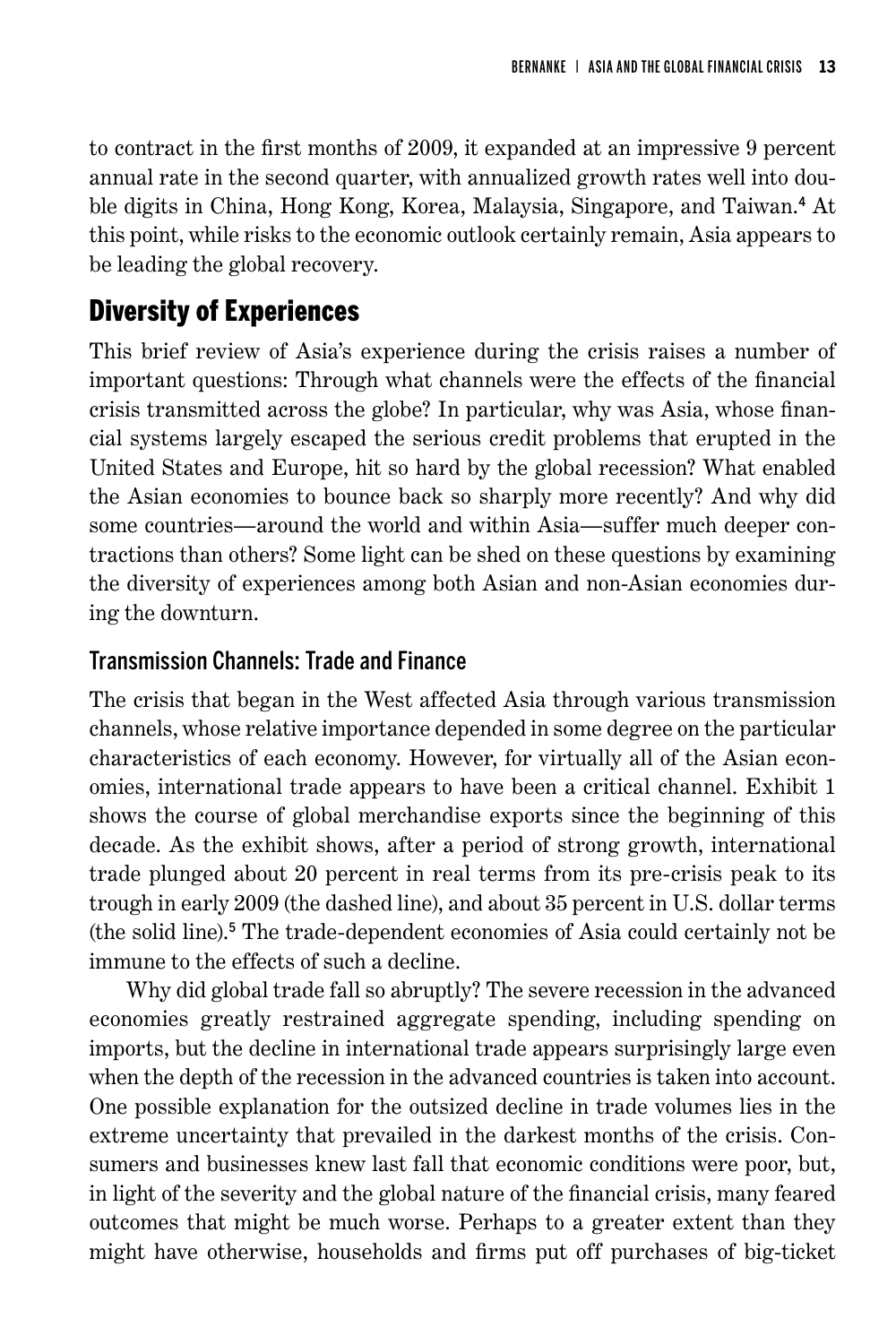to contract in the first months of 2009, it expanded at an impressive 9 percent annual rate in the second quarter, with annualized growth rates well into double digits in China, Hong Kong, Korea, Malaysia, Singapore, and Taiwan.[4] At this point, while risks to the economic outlook certainly remain, Asia appears to be leading the global recovery.

## Diversity of Experiences

This brief review of Asia's experience during the crisis raises a number of important questions: Through what channels were the effects of the financial crisis transmitted across the globe? In particular, why was Asia, whose financial systems largely escaped the serious credit problems that erupted in the United States and Europe, hit so hard by the global recession? What enabled the Asian economies to bounce back so sharply more recently? And why did some countries—around the world and within Asia—suffer much deeper contractions than others? Some light can be shed on these questions by examining the diversity of experiences among both Asian and non-Asian economies during the downturn.

### Transmission Channels: Trade and Finance

The crisis that began in the West affected Asia through various transmission channels, whose relative importance depended in some degree on the particular characteristics of each economy. However, for virtually all of the Asian economies, international trade appears to have been a critical channel. Exhibit 1 shows the course of global merchandise exports since the beginning of this decade. As the exhibit shows, after a period of strong growth, international trade plunged about 20 percent in real terms from its pre-crisis peak to its trough in early 2009 (the dashed line), and about 35 percent in U.S. dollar terms (the solid line).[5] The trade-dependent economies of Asia could certainly not be immune to the effects of such a decline.

Why did global trade fall so abruptly? The severe recession in the advanced economies greatly restrained aggregate spending, including spending on imports, but the decline in international trade appears surprisingly large even when the depth of the recession in the advanced countries is taken into account. One possible explanation for the outsized decline in trade volumes lies in the extreme uncertainty that prevailed in the darkest months of the crisis. Consumers and businesses knew last fall that economic conditions were poor, but, in light of the severity and the global nature of the financial crisis, many feared outcomes that might be much worse. Perhaps to a greater extent than they might have otherwise, households and firms put off purchases of big-ticket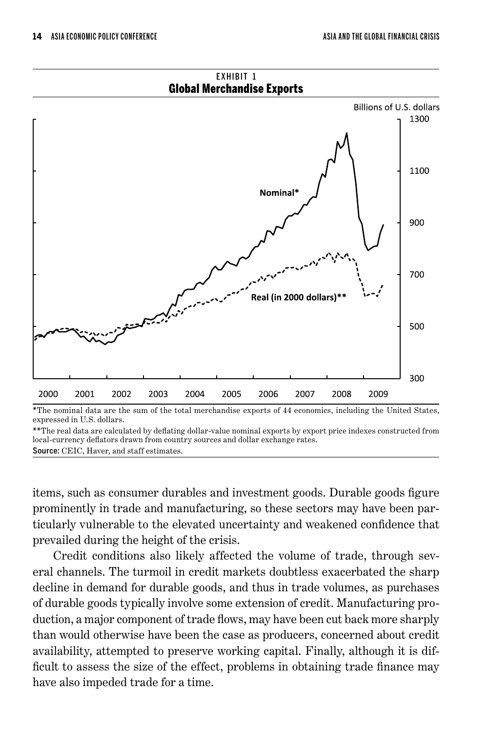EXHIBIT 1

**Global Merchandise Exports**

*The nominal data are the sum of the total merchandise exports of 44 economics, including the United States, expressed in U.S. dollars.

**The real data are calculated by deflating dollar-value nominal exports by export price indexes constructed from local-currency deflators drawn from country sources and dollar exchange rates.

**Source:** CEIC, Haver, and staff estimates.

items, such as consumer durables and investment goods. Durable goods figure prominently in trade and manufacturing, so these sectors may have been particularly vulnerable to the elevated uncertainty and weakened confidence that prevailed during the height of the crisis.

Credit conditions also likely affected the volume of trade, through several channels. The turmoil in credit markets doubtless exacerbated the sharp decline in demand for durable goods, and thus in trade volumes, as purchases of durable goods typically involve some extension of credit. Manufacturing production, a major component of trade flows, may have been cut back more sharply than would otherwise have been the case as producers, concerned about credit availability, attempted to preserve working capital. Finally, although it is difficult to assess the size of the effect, problems in obtaining trade finance may have also impeded trade for a time.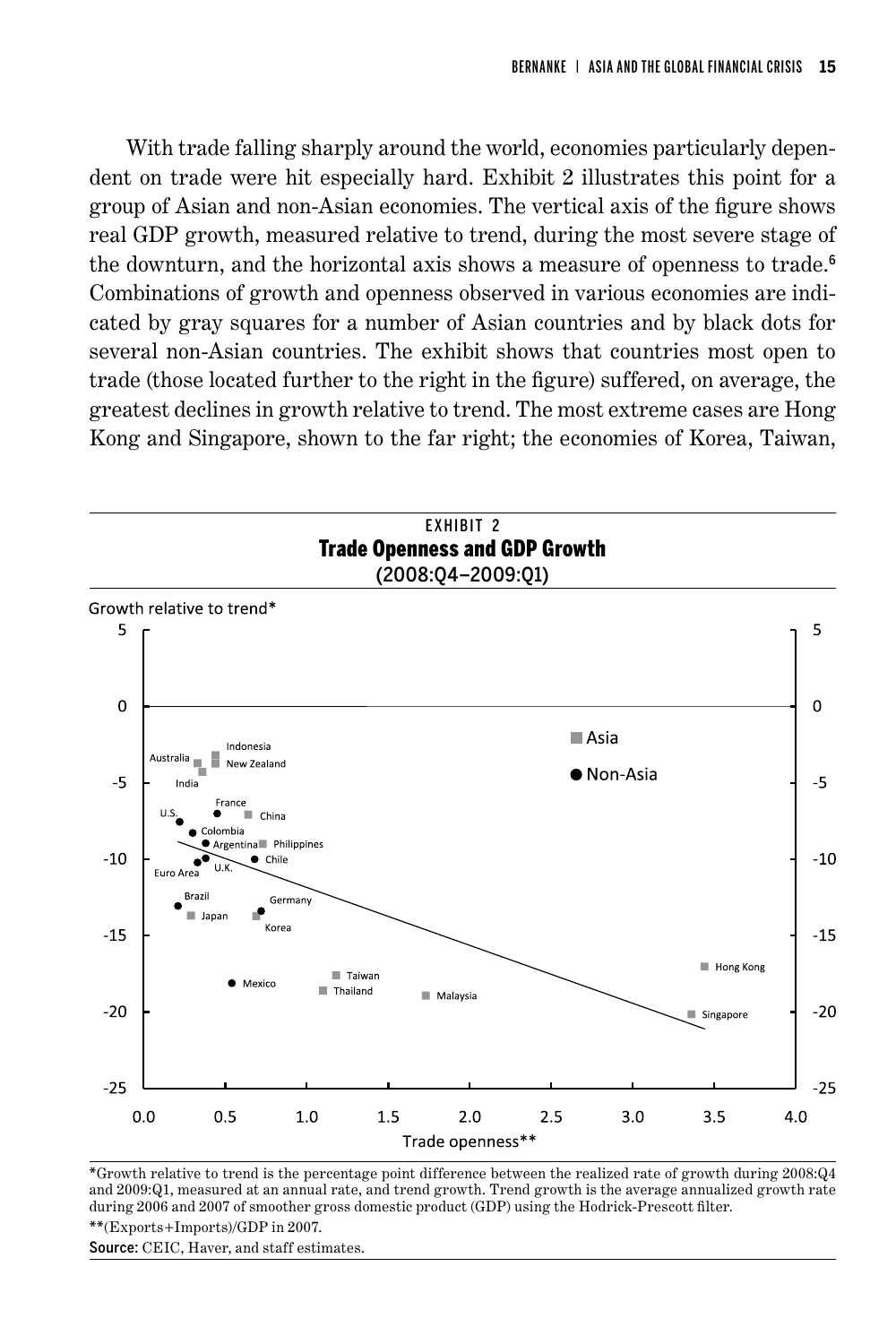With trade falling sharply around the world, economies particularly dependent on trade were hit especially hard. Exhibit 2 illustrates this point for a group of Asian and non-Asian economies. The vertical axis of the figure shows real GDP growth, measured relative to trend, during the most severe stage of the downturn, and the horizontal axis shows a measure of openness to trade.[6] Combinations of growth and openness observed in various economies are indicated by gray squares for a number of Asian countries and by black dots for several non-Asian countries. The exhibit shows that countries most open to trade (those located further to the right in the figure) suffered, on average, the greatest declines in growth relative to trend. The most extreme cases are Hong Kong and Singapore, shown to the far right; the economies of Korea, Taiwan,

EXHIBIT 2

**Trade Openness and GDP Growth**

(2008:Q4–2009:Q1)

*Growth relative to trend is the percentage point difference between the realized rate of growth during 2008:Q4 and 2009:Q1, measured at an annual rate, and trend growth. Trend growth is the average annualized growth rate during 2006 and 2007 of smoother gross domestic product (GDP) using the Hodrick-Prescott filter.

**(Exports+Imports)/GDP in 2007.

**Source:** CEIC, Haver, and staff estimates.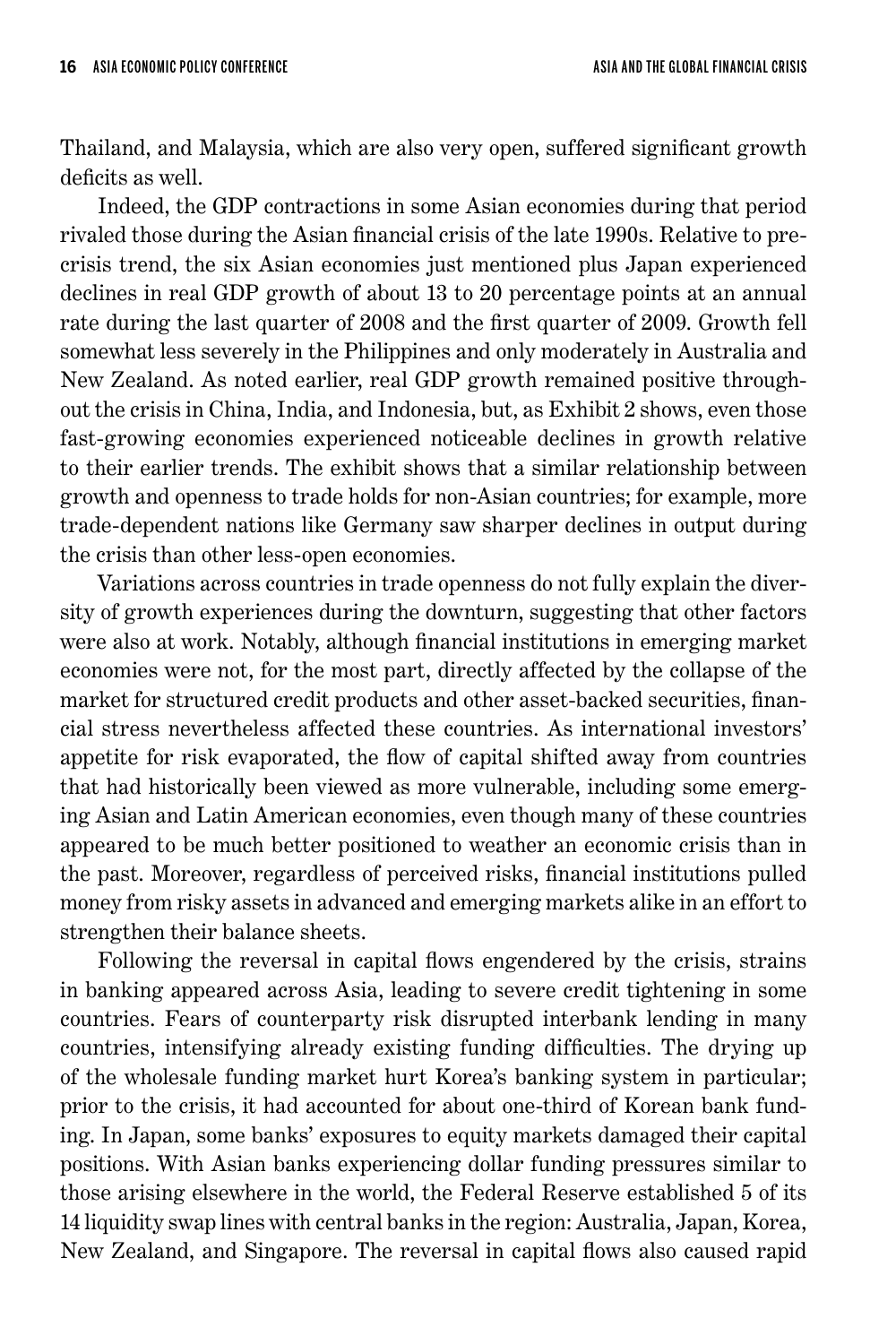Thailand, and Malaysia, which are also very open, suffered significant growth deficits as well.

Indeed, the GDP contractions in some Asian economies during that period rivaled those during the Asian financial crisis of the late 1990s. Relative to pre-crisis trend, the six Asian economies just mentioned plus Japan experienced declines in real GDP growth of about 13 to 20 percentage points at an annual rate during the last quarter of 2008 and the first quarter of 2009. Growth fell somewhat less severely in the Philippines and only moderately in Australia and New Zealand. As noted earlier, real GDP growth remained positive throughout the crisis in China, India, and Indonesia, but, as Exhibit 2 shows, even those fast-growing economies experienced noticeable declines in growth relative to their earlier trends. The exhibit shows that a similar relationship between growth and openness to trade holds for non-Asian countries; for example, more trade-dependent nations like Germany saw sharper declines in output during the crisis than other less-open economies.

Variations across countries in trade openness do not fully explain the diversity of growth experiences during the downturn, suggesting that other factors were also at work. Notably, although financial institutions in emerging market economies were not, for the most part, directly affected by the collapse of the market for structured credit products and other asset-backed securities, financial stress nevertheless affected these countries. As international investors' appetite for risk evaporated, the flow of capital shifted away from countries that had historically been viewed as more vulnerable, including some emerging Asian and Latin American economies, even though many of these countries appeared to be much better positioned to weather an economic crisis than in the past. Moreover, regardless of perceived risks, financial institutions pulled money from risky assets in advanced and emerging markets alike in an effort to strengthen their balance sheets.

Following the reversal in capital flows engendered by the crisis, strains in banking appeared across Asia, leading to severe credit tightening in some countries. Fears of counterparty risk disrupted interbank lending in many countries, intensifying already existing funding difficulties. The drying up of the wholesale funding market hurt Korea's banking system in particular; prior to the crisis, it had accounted for about one-third of Korean bank funding. In Japan, some banks' exposures to equity markets damaged their capital positions. With Asian banks experiencing dollar funding pressures similar to those arising elsewhere in the world, the Federal Reserve established 5 of its 14 liquidity swap lines with central banks in the region: Australia, Japan, Korea, New Zealand, and Singapore. The reversal in capital flows also caused rapid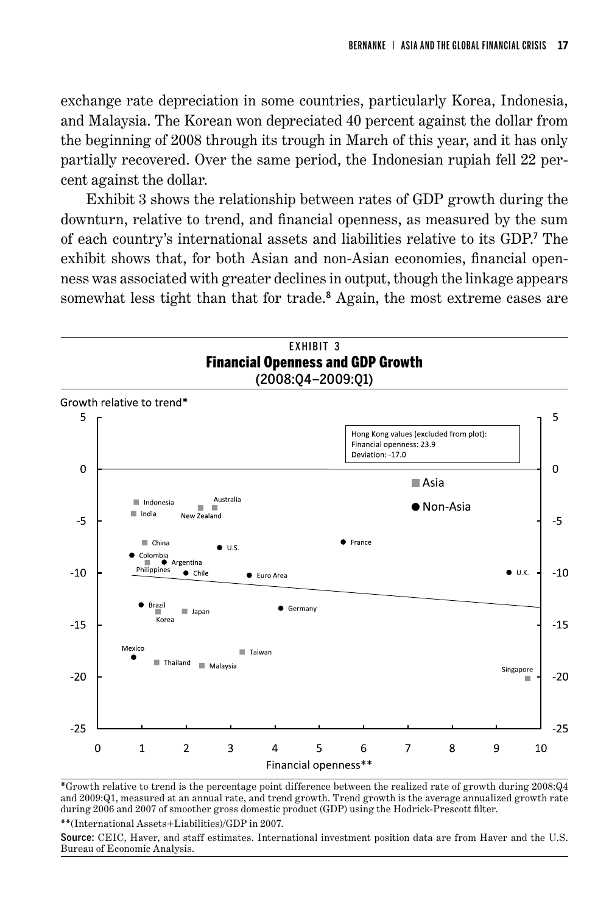exchange rate depreciation in some countries, particularly Korea, Indonesia, and Malaysia. The Korean won depreciated 40 percent against the dollar from the beginning of 2008 through its trough in March of this year, and it has only partially recovered. Over the same period, the Indonesian rupiah fell 22 percent against the dollar.

Exhibit 3 shows the relationship between rates of GDP growth during the downturn, relative to trend, and financial openness, as measured by the sum of each country's international assets and liabilities relative to its GDP.[7] The exhibit shows that, for both Asian and non-Asian economies, financial openness was associated with greater declines in output, though the linkage appears somewhat less tight than that for trade.[8] Again, the most extreme cases are

EXHIBIT 3

**Financial Openness and GDP Growth**

(2008:Q4–2009:Q1)

*Growth relative to trend is the percentage point difference between the realized rate of growth during 2008:Q4 and 2009:Q1, measured at an annual rate, and trend growth. Trend growth is the average annualized growth rate during 2006 and 2007 of smoother gross domestic product (GDP) using the Hodrick-Prescott filter.

**(International Assets+Liabilities)/GDP in 2007.

**Source:** CEIC, Haver, and staff estimates. International investment position data are from Haver and the U.S. Bureau of Economic Analysis.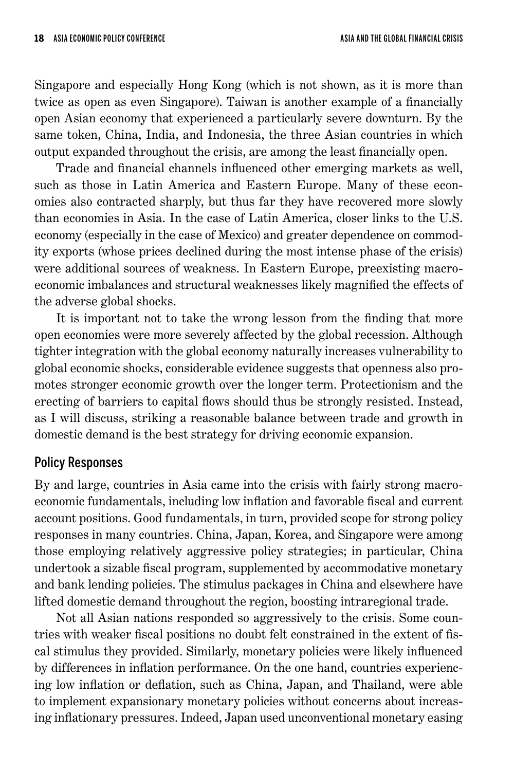Singapore and especially Hong Kong (which is not shown, as it is more than twice as open as even Singapore). Taiwan is another example of a financially open Asian economy that experienced a particularly severe downturn. By the same token, China, India, and Indonesia, the three Asian countries in which output expanded throughout the crisis, are among the least financially open.

Trade and financial channels influenced other emerging markets as well, such as those in Latin America and Eastern Europe. Many of these economies also contracted sharply, but thus far they have recovered more slowly than economies in Asia. In the case of Latin America, closer links to the U.S. economy (especially in the case of Mexico) and greater dependence on commodity exports (whose prices declined during the most intense phase of the crisis) were additional sources of weakness. In Eastern Europe, preexisting macroeconomic imbalances and structural weaknesses likely magnified the effects of the adverse global shocks.

It is important not to take the wrong lesson from the finding that more open economies were more severely affected by the global recession. Although tighter integration with the global economy naturally increases vulnerability to global economic shocks, considerable evidence suggests that openness also promotes stronger economic growth over the longer term. Protectionism and the erecting of barriers to capital flows should thus be strongly resisted. Instead, as I will discuss, striking a reasonable balance between trade and growth in domestic demand is the best strategy for driving economic expansion.

## Policy Responses

By and large, countries in Asia came into the crisis with fairly strong macroeconomic fundamentals, including low inflation and favorable fiscal and current account positions. Good fundamentals, in turn, provided scope for strong policy responses in many countries. China, Japan, Korea, and Singapore were among those employing relatively aggressive policy strategies; in particular, China undertook a sizable fiscal program, supplemented by accommodative monetary and bank lending policies. The stimulus packages in China and elsewhere have lifted domestic demand throughout the region, boosting intraregional trade.

Not all Asian nations responded so aggressively to the crisis. Some countries with weaker fiscal positions no doubt felt constrained in the extent of fiscal stimulus they provided. Similarly, monetary policies were likely influenced by differences in inflation performance. On the one hand, countries experiencing low inflation or deflation, such as China, Japan, and Thailand, were able to implement expansionary monetary policies without concerns about increasing inflationary pressures. Indeed, Japan used unconventional monetary easing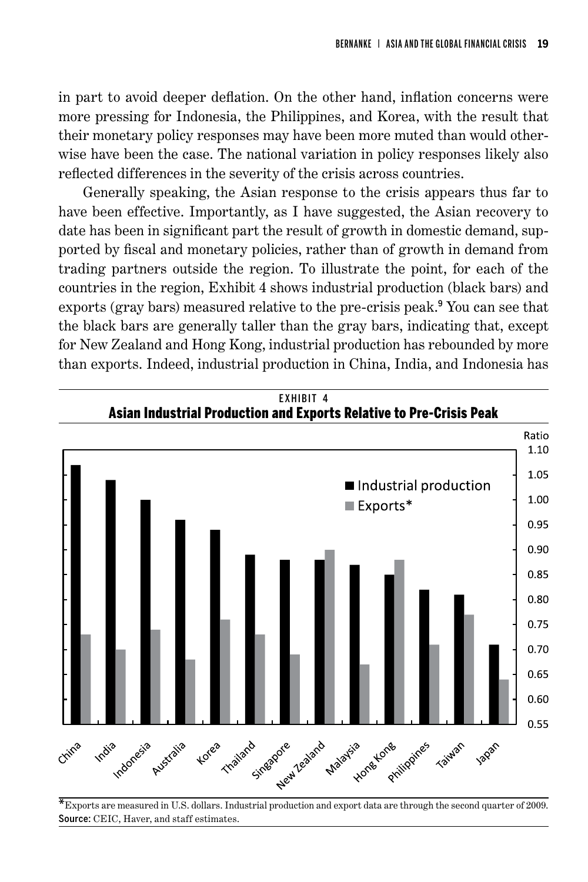in part to avoid deeper deflation. On the other hand, inflation concerns were more pressing for Indonesia, the Philippines, and Korea, with the result that their monetary policy responses may have been more muted than would otherwise have been the case. The national variation in policy responses likely also reflected differences in the severity of the crisis across countries.

Generally speaking, the Asian response to the crisis appears thus far to have been effective. Importantly, as I have suggested, the Asian recovery to date has been in significant part the result of growth in domestic demand, supported by fiscal and monetary policies, rather than of growth in demand from trading partners outside the region. To illustrate the point, for each of the countries in the region, Exhibit 4 shows industrial production (black bars) and exports (gray bars) measured relative to the pre-crisis peak.[9] You can see that the black bars are generally taller than the gray bars, indicating that, except for New Zealand and Hong Kong, industrial production has rebounded by more than exports. Indeed, industrial production in China, India, and Indonesia has

EXHIBIT 4

**Asian Industrial Production and Exports Relative to Pre-Crisis Peak**

*Exports are measured in U.S. dollars. Industrial production and export data are through the second quarter of 2009.

**Source:** CEIC, Haver, and staff estimates.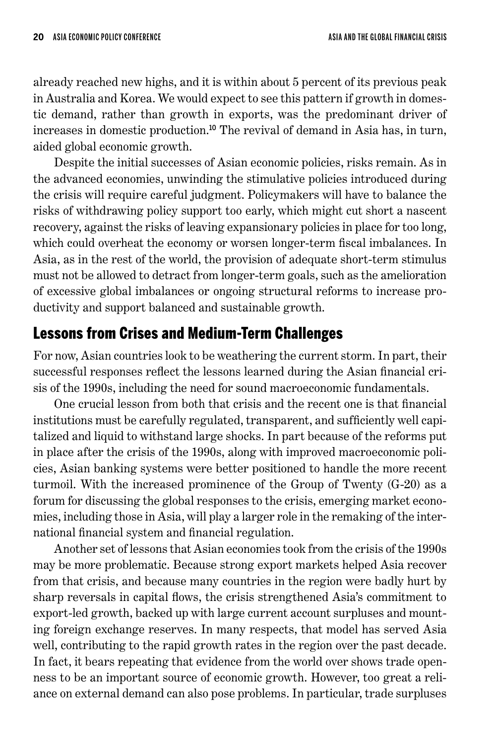already reached new highs, and it is within about 5 percent of its previous peak in Australia and Korea. We would expect to see this pattern if growth in domestic demand, rather than growth in exports, was the predominant driver of increases in domestic production.[10] The revival of demand in Asia has, in turn, aided global economic growth.

Despite the initial successes of Asian economic policies, risks remain. As in the advanced economies, unwinding the stimulative policies introduced during the crisis will require careful judgment. Policymakers will have to balance the risks of withdrawing policy support too early, which might cut short a nascent recovery, against the risks of leaving expansionary policies in place for too long, which could overheat the economy or worsen longer-term fiscal imbalances. In Asia, as in the rest of the world, the provision of adequate short-term stimulus must not be allowed to detract from longer-term goals, such as the amelioration of excessive global imbalances or ongoing structural reforms to increase productivity and support balanced and sustainable growth.

## Lessons from Crises and Medium-Term Challenges

For now, Asian countries look to be weathering the current storm. In part, their successful responses reflect the lessons learned during the Asian financial crisis of the 1990s, including the need for sound macroeconomic fundamentals.

One crucial lesson from both that crisis and the recent one is that financial institutions must be carefully regulated, transparent, and sufficiently well capitalized and liquid to withstand large shocks. In part because of the reforms put in place after the crisis of the 1990s, along with improved macroeconomic policies, Asian banking systems were better positioned to handle the more recent turmoil. With the increased prominence of the Group of Twenty (G-20) as a forum for discussing the global responses to the crisis, emerging market economies, including those in Asia, will play a larger role in the remaking of the international financial system and financial regulation.

Another set of lessons that Asian economies took from the crisis of the 1990s may be more problematic. Because strong export markets helped Asia recover from that crisis, and because many countries in the region were badly hurt by sharp reversals in capital flows, the crisis strengthened Asia's commitment to export-led growth, backed up with large current account surpluses and mounting foreign exchange reserves. In many respects, that model has served Asia well, contributing to the rapid growth rates in the region over the past decade. In fact, it bears repeating that evidence from the world over shows trade openness to be an important source of economic growth. However, too great a reliance on external demand can also pose problems. In particular, trade surpluses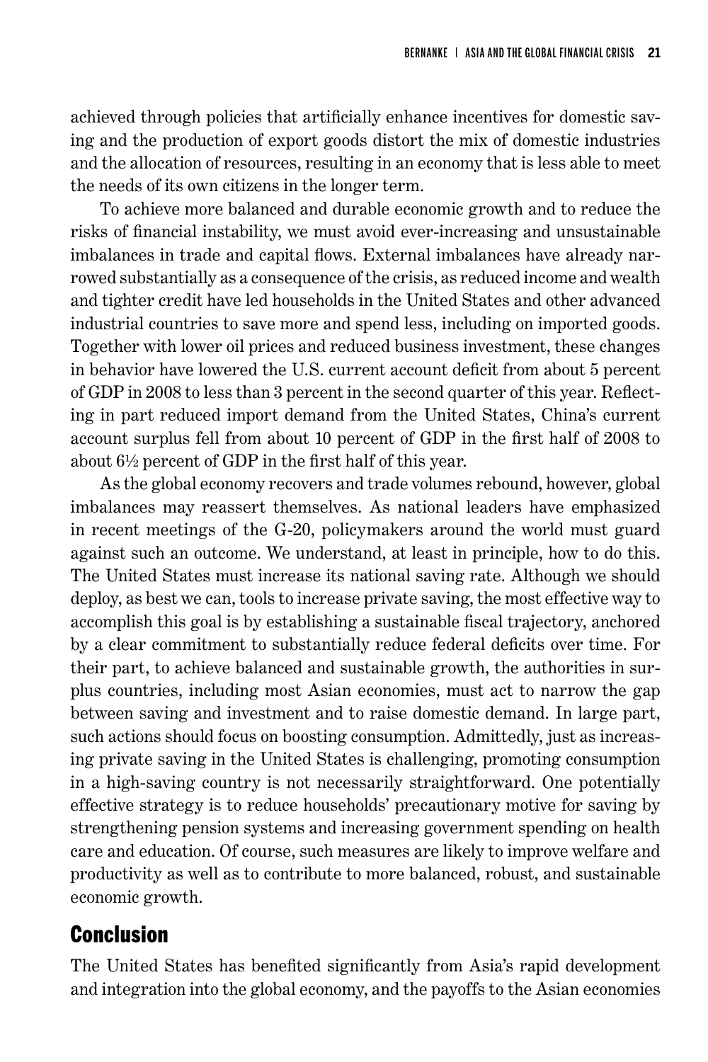achieved through policies that artificially enhance incentives for domestic saving and the production of export goods distort the mix of domestic industries and the allocation of resources, resulting in an economy that is less able to meet the needs of its own citizens in the longer term.

To achieve more balanced and durable economic growth and to reduce the risks of financial instability, we must avoid ever-increasing and unsustainable imbalances in trade and capital flows. External imbalances have already narrowed substantially as a consequence of the crisis, as reduced income and wealth and tighter credit have led households in the United States and other advanced industrial countries to save more and spend less, including on imported goods. Together with lower oil prices and reduced business investment, these changes in behavior have lowered the U.S. current account deficit from about 5 percent of GDP in 2008 to less than 3 percent in the second quarter of this year. Reflecting in part reduced import demand from the United States, China's current account surplus fell from about 10 percent of GDP in the first half of 2008 to about 6½ percent of GDP in the first half of this year.

As the global economy recovers and trade volumes rebound, however, global imbalances may reassert themselves. As national leaders have emphasized in recent meetings of the G-20, policymakers around the world must guard against such an outcome. We understand, at least in principle, how to do this. The United States must increase its national saving rate. Although we should deploy, as best we can, tools to increase private saving, the most effective way to accomplish this goal is by establishing a sustainable fiscal trajectory, anchored by a clear commitment to substantially reduce federal deficits over time. For their part, to achieve balanced and sustainable growth, the authorities in surplus countries, including most Asian economies, must act to narrow the gap between saving and investment and to raise domestic demand. In large part, such actions should focus on boosting consumption. Admittedly, just as increasing private saving in the United States is challenging, promoting consumption in a high-saving country is not necessarily straightforward. One potentially effective strategy is to reduce households' precautionary motive for saving by strengthening pension systems and increasing government spending on health care and education. Of course, such measures are likely to improve welfare and productivity as well as to contribute to more balanced, robust, and sustainable economic growth.

## Conclusion

The United States has benefited significantly from Asia's rapid development and integration into the global economy, and the payoffs to the Asian economies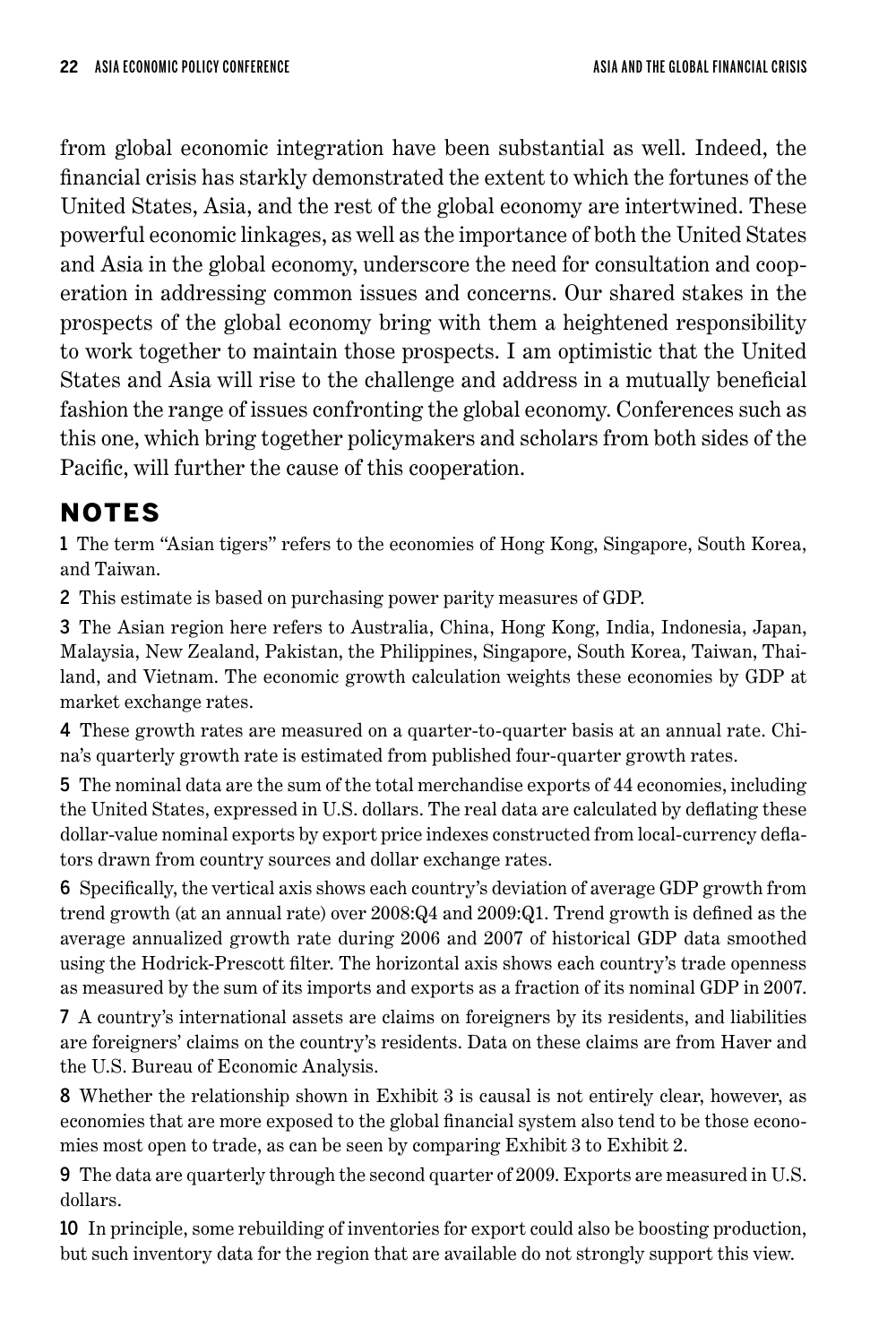from global economic integration have been substantial as well. Indeed, the financial crisis has starkly demonstrated the extent to which the fortunes of the United States, Asia, and the rest of the global economy are intertwined. These powerful economic linkages, as well as the importance of both the United States and Asia in the global economy, underscore the need for consultation and cooperation in addressing common issues and concerns. Our shared stakes in the prospects of the global economy bring with them a heightened responsibility to work together to maintain those prospects. I am optimistic that the United States and Asia will rise to the challenge and address in a mutually beneficial fashion the range of issues confronting the global economy. Conferences such as this one, which bring together policymakers and scholars from both sides of the Pacific, will further the cause of this cooperation.

## NOTES

**1** The term "Asian tigers" refers to the economies of Hong Kong, Singapore, South Korea, and Taiwan.

**2** This estimate is based on purchasing power parity measures of GDP.

**3** The Asian region here refers to Australia, China, Hong Kong, India, Indonesia, Japan, Malaysia, New Zealand, Pakistan, the Philippines, Singapore, South Korea, Taiwan, Thailand, and Vietnam. The economic growth calculation weights these economies by GDP at market exchange rates.

**4** These growth rates are measured on a quarter-to-quarter basis at an annual rate. China's quarterly growth rate is estimated from published four-quarter growth rates.

**5** The nominal data are the sum of the total merchandise exports of 44 economies, including the United States, expressed in U.S. dollars. The real data are calculated by deflating these dollar-value nominal exports by export price indexes constructed from local-currency deflators drawn from country sources and dollar exchange rates.

**6** Specifically, the vertical axis shows each country's deviation of average GDP growth from trend growth (at an annual rate) over 2008:Q4 and 2009:Q1. Trend growth is defined as the average annualized growth rate during 2006 and 2007 of historical GDP data smoothed using the Hodrick-Prescott filter. The horizontal axis shows each country's trade openness as measured by the sum of its imports and exports as a fraction of its nominal GDP in 2007.

**7** A country's international assets are claims on foreigners by its residents, and liabilities are foreigners' claims on the country's residents. Data on these claims are from Haver and the U.S. Bureau of Economic Analysis.

**8** Whether the relationship shown in Exhibit 3 is causal is not entirely clear, however, as economies that are more exposed to the global financial system also tend to be those economies most open to trade, as can be seen by comparing Exhibit 3 to Exhibit 2.

**9** The data are quarterly through the second quarter of 2009. Exports are measured in U.S. dollars.

**10** In principle, some rebuilding of inventories for export could also be boosting production, but such inventory data for the region that are available do not strongly support this view.